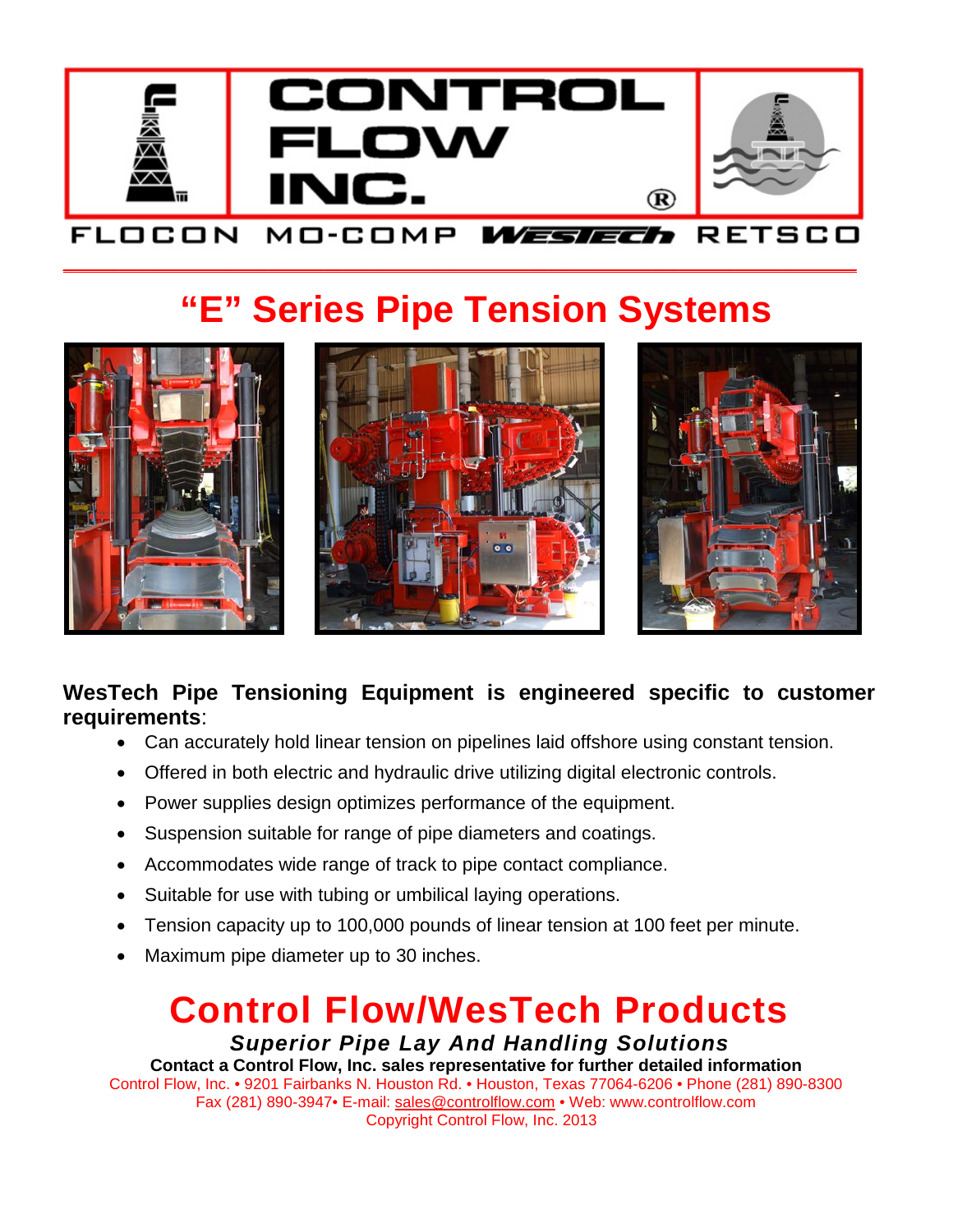CONTROL FLOW INC.®

FLOCON MO-COMP WESTECH RETSCO

# "E" Series Pipe Tension Systems

**WesTech Pipe Tensioning Equipment is engineered specific to customer requirements**:

- Can accurately hold linear tension on pipelines laid offshore using constant tension.
- Offered in both electric and hydraulic drive utilizing digital electronic controls.
- Power supplies design optimizes performance of the equipment.
- Suspension suitable for range of pipe diameters and coatings.
- Accommodates wide range of track to pipe contact compliance.
- Suitable for use with tubing or umbilical laying operations.
- Tension capacity up to 100,000 pounds of linear tension at 100 feet per minute.
- Maximum pipe diameter up to 30 inches.

## Control Flow/WesTech Products

***Superior Pipe Lay And Handling Solutions***

**Contact a Control Flow, Inc. sales representative for further detailed information**

Control Flow, Inc. • 9201 Fairbanks N. Houston Rd. • Houston, Texas 77064-6206 • Phone (281) 890-8300
Fax (281) 890-3947• E-mail: sales@controlflow.com • Web: www.controlflow.com
Copyright Control Flow, Inc. 2013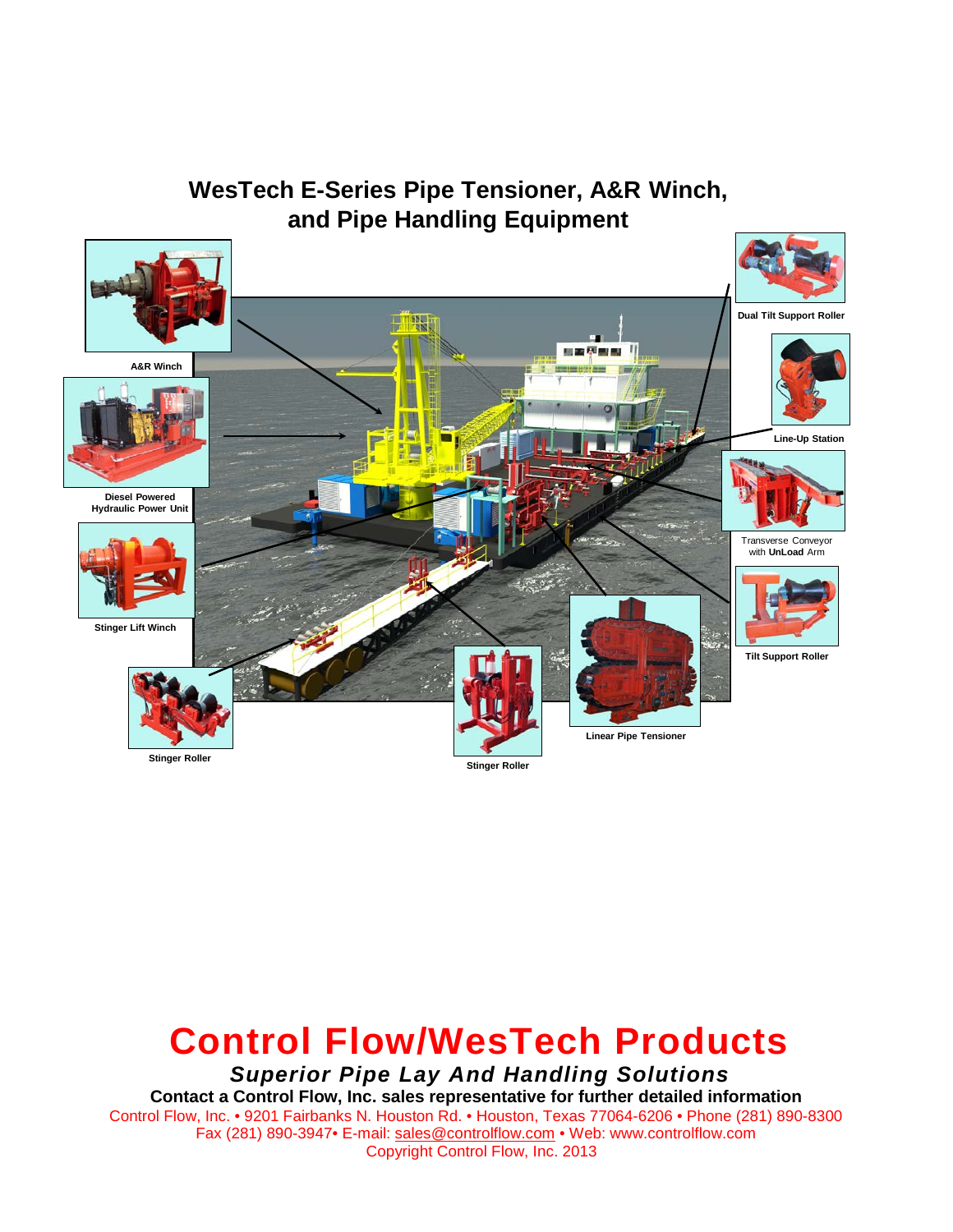## WesTech E-Series Pipe Tensioner, A&R Winch, and Pipe Handling Equipment

A&R Winch

Diesel Powered Hydraulic Power Unit

Stinger Lift Winch

Stinger Roller

Stinger Roller

Linear Pipe Tensioner

Dual Tilt Support Roller

Line-Up Station

Transverse Conveyor with **UnLoad** Arm

Tilt Support Roller

# Control Flow/WesTech Products

***Superior Pipe Lay And Handling Solutions***

**Contact a Control Flow, Inc. sales representative for further detailed information**

Control Flow, Inc. • 9201 Fairbanks N. Houston Rd. • Houston, Texas 77064-6206 • Phone (281) 890-8300
Fax (281) 890-3947• E-mail: sales@controlflow.com • Web: www.controlflow.com
Copyright Control Flow, Inc. 2013